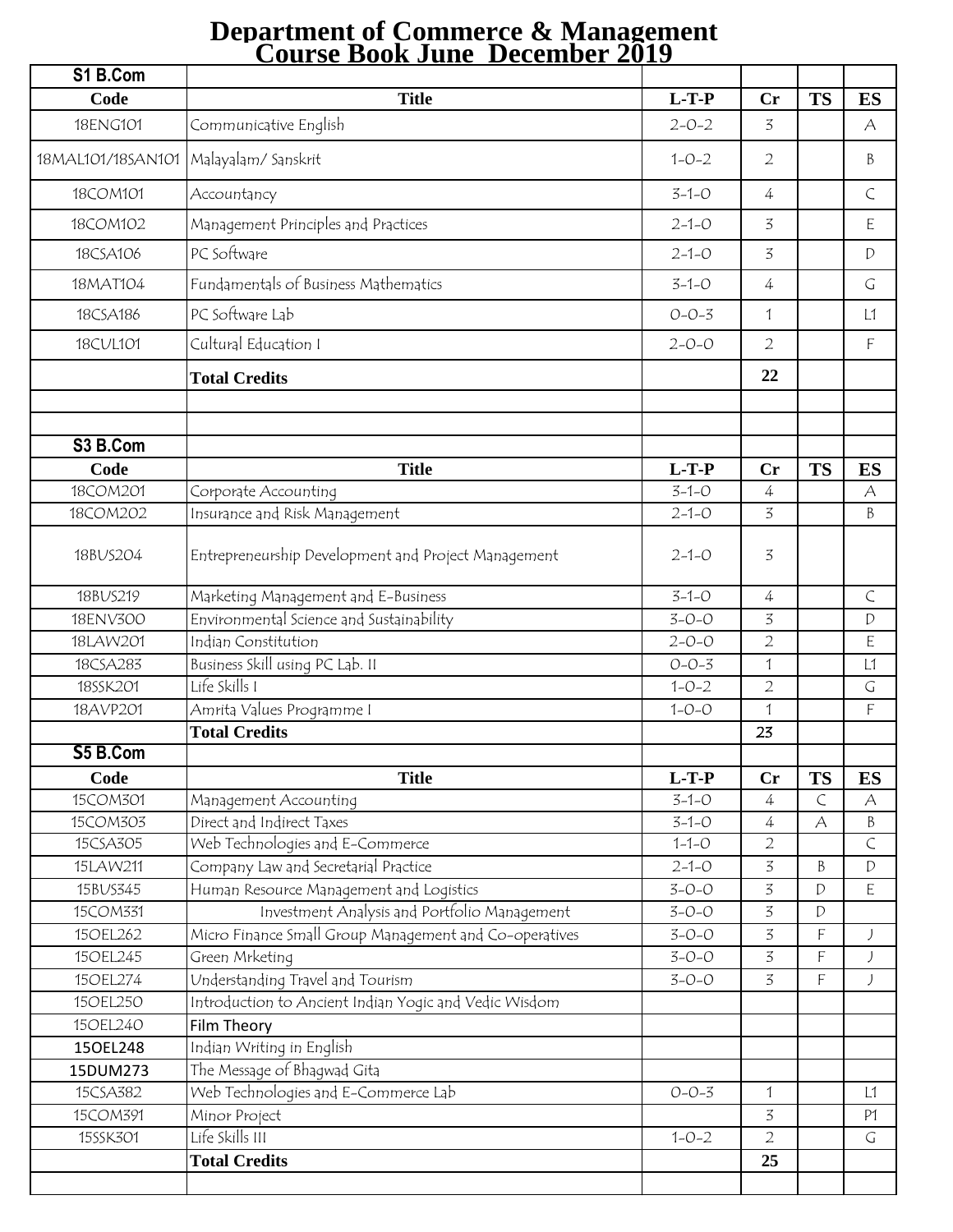# Department of Commerce & Management
## Course Book June December 2019

| S1 B.Com | | | | | |
|---|---|---|---|---|---|
| **Code** | **Title** | **L-T-P** | **Cr** | **TS** | **ES** |
| 18ENG101 | Communicative English | 2-0-2 | 3 | | A |
| 18MAL101/18SAN101 | Malayalam/ Sanskrit | 1-0-2 | 2 | | B |
| 18COM101 | Accountancy | 3-1-0 | 4 | | C |
| 18COM102 | Management Principles and Practices | 2-1-0 | 3 | | E |
| 18CSA106 | PC Software | 2-1-0 | 3 | | D |
| 18MAT104 | Fundamentals of Business Mathematics | 3-1-0 | 4 | | G |
| 18CSA186 | PC Software Lab | 0-0-3 | 1 | | L1 |
| 18CUL101 | Cultural Education I | 2-0-0 | 2 | | F |
| | **Total Credits** | | **22** | | |
| | | | | | |
| | | | | | |
| **S3 B.Com** | | | | | |
| **Code** | **Title** | **L-T-P** | **Cr** | **TS** | **ES** |
| 18COM201 | Corporate Accounting | 3-1-0 | 4 | | A |
| 18COM202 | Insurance and Risk Management | 2-1-0 | 3 | | B |
| 18BUS204 | Entrepreneurship Development and Project Management | 2-1-0 | 3 | | |
| 18BUS219 | Marketing Management and E-Business | 3-1-0 | 4 | | C |
| 18ENV300 | Environmental Science and Sustainability | 3-0-0 | 3 | | D |
| 18LAW201 | Indian Constitution | 2-0-0 | 2 | | E |
| 18CSA283 | Business Skill using PC Lab. II | 0-0-3 | 1 | | L1 |
| 18SSK201 | Life Skills I | 1-0-2 | 2 | | G |
| 18AVP201 | Amrita Values Programme I | 1-0-0 | 1 | | F |
| | **Total Credits** | | **23** | | |
| **S5 B.Com** | | | | | |
| **Code** | **Title** | **L-T-P** | **Cr** | **TS** | **ES** |
| 15COM301 | Management Accounting | 3-1-0 | 4 | C | A |
| 15COM303 | Direct and Indirect Taxes | 3-1-0 | 4 | A | B |
| 15CSA305 | Web Technologies and E-Commerce | 1-1-0 | 2 | | C |
| 15LAW211 | Company Law and Secretarial Practice | 2-1-0 | 3 | B | D |
| 15BUS345 | Human Resource Management and Logistics | 3-0-0 | 3 | D | E |
| 15COM331 | Investment Analysis and Portfolio Management | 3-0-0 | 3 | D | |
| 15OEL262 | Micro Finance Small Group Management and Co-operatives | 3-0-0 | 3 | F | J |
| 15OEL245 | Green Mrketing | 3-0-0 | 3 | F | J |
| 15OEL274 | Understanding Travel and Tourism | 3-0-0 | 3 | F | J |
| 15OEL250 | Introduction to Ancient Indian Yogic and Vedic Wisdom | | | | |
| 15OEL240 | Film Theory | | | | |
| 15OEL248 | Indian Writing in English | | | | |
| 15DUM273 | The Message of Bhagwad Gita | | | | |
| 15CSA382 | Web Technologies and E-Commerce Lab | 0-0-3 | 1 | | L1 |
| 15COM391 | Minor Project | | 3 | | P1 |
| 15SSK301 | Life Skills III | 1-0-2 | 2 | | G |
| | **Total Credits** | | **25** | | |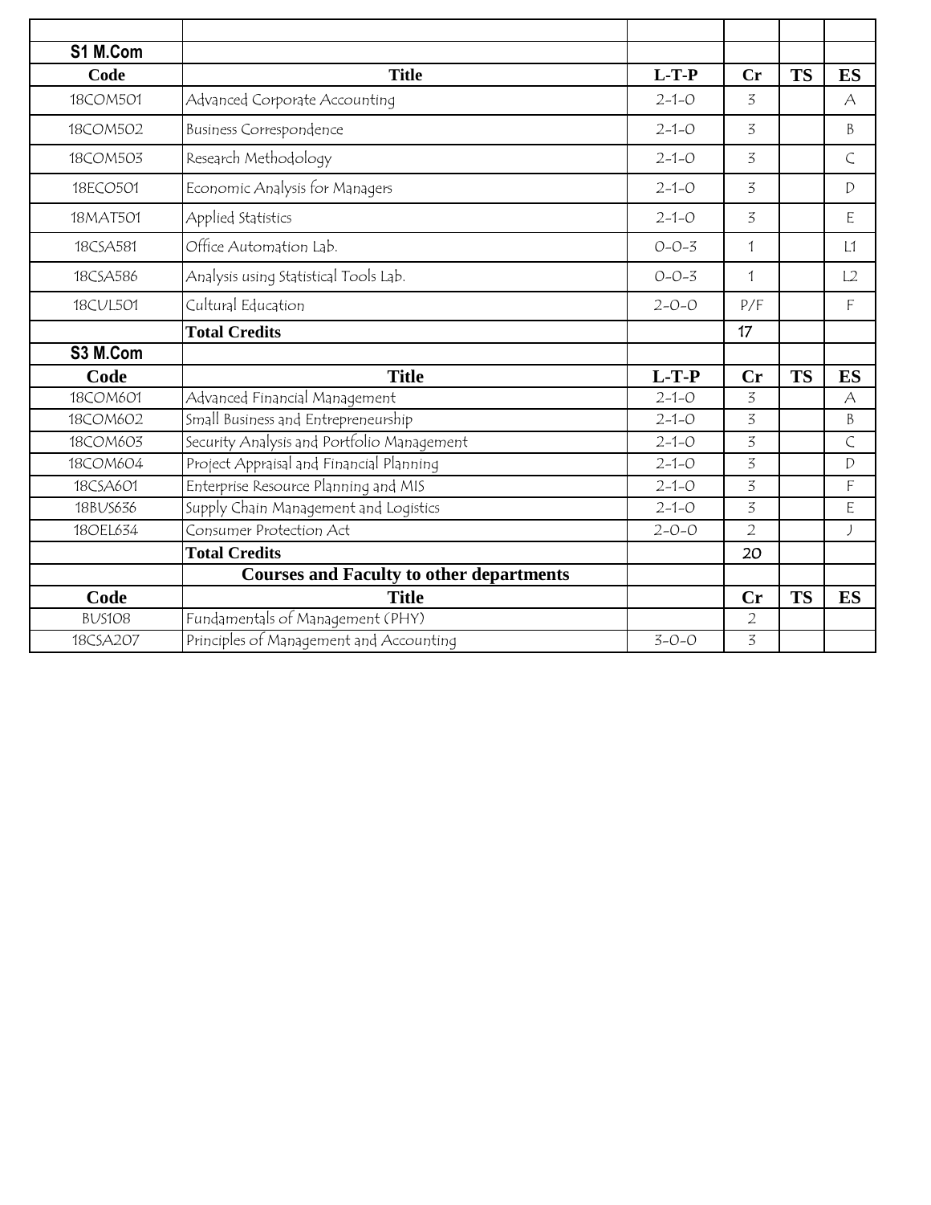| | | | | | |
|---|---|---|---|---|---|
| **S1 M.Com** | | | | | |
| **Code** | **Title** | **L-T-P** | **Cr** | **TS** | **ES** |
| 18COM501 | Advanced Corporate Accounting | 2-1-0 | 3 | | A |
| 18COM502 | Business Correspondence | 2-1-0 | 3 | | B |
| 18COM503 | Research Methodology | 2-1-0 | 3 | | C |
| 18ECO501 | Economic Analysis for Managers | 2-1-0 | 3 | | D |
| 18MAT501 | Applied Statistics | 2-1-0 | 3 | | E |
| 18CSA581 | Office Automation Lab. | 0-0-3 | 1 | | L1 |
| 18CSA586 | Analysis using Statistical Tools Lab. | 0-0-3 | 1 | | L2 |
| 18CUL501 | Cultural Education | 2-0-0 | P/F | | F |
| | **Total Credits** | | 17 | | |
| **S3 M.Com** | | | | | |
| **Code** | **Title** | **L-T-P** | **Cr** | **TS** | **ES** |
| 18COM601 | Advanced Financial Management | 2-1-0 | 3 | | A |
| 18COM602 | Small Business and Entrepreneurship | 2-1-0 | 3 | | B |
| 18COM603 | Security Analysis and Portfolio Management | 2-1-0 | 3 | | C |
| 18COM604 | Project Appraisal and Financial Planning | 2-1-0 | 3 | | D |
| 18CSA601 | Enterprise Resource Planning and MIS | 2-1-0 | 3 | | F |
| 18BUS636 | Supply Chain Management and Logistics | 2-1-0 | 3 | | E |
| 18OEL634 | Consumer Protection Act | 2-0-0 | 2 | | J |
| | **Total Credits** | | 20 | | |
| | **Courses and Faculty to other departments** | | | | |
| **Code** | **Title** | | **Cr** | **TS** | **ES** |
| BUS108 | Fundamentals of Management (PHY) | | 2 | | |
| 18CSA207 | Principles of Management and Accounting | 3-0-0 | 3 | | |